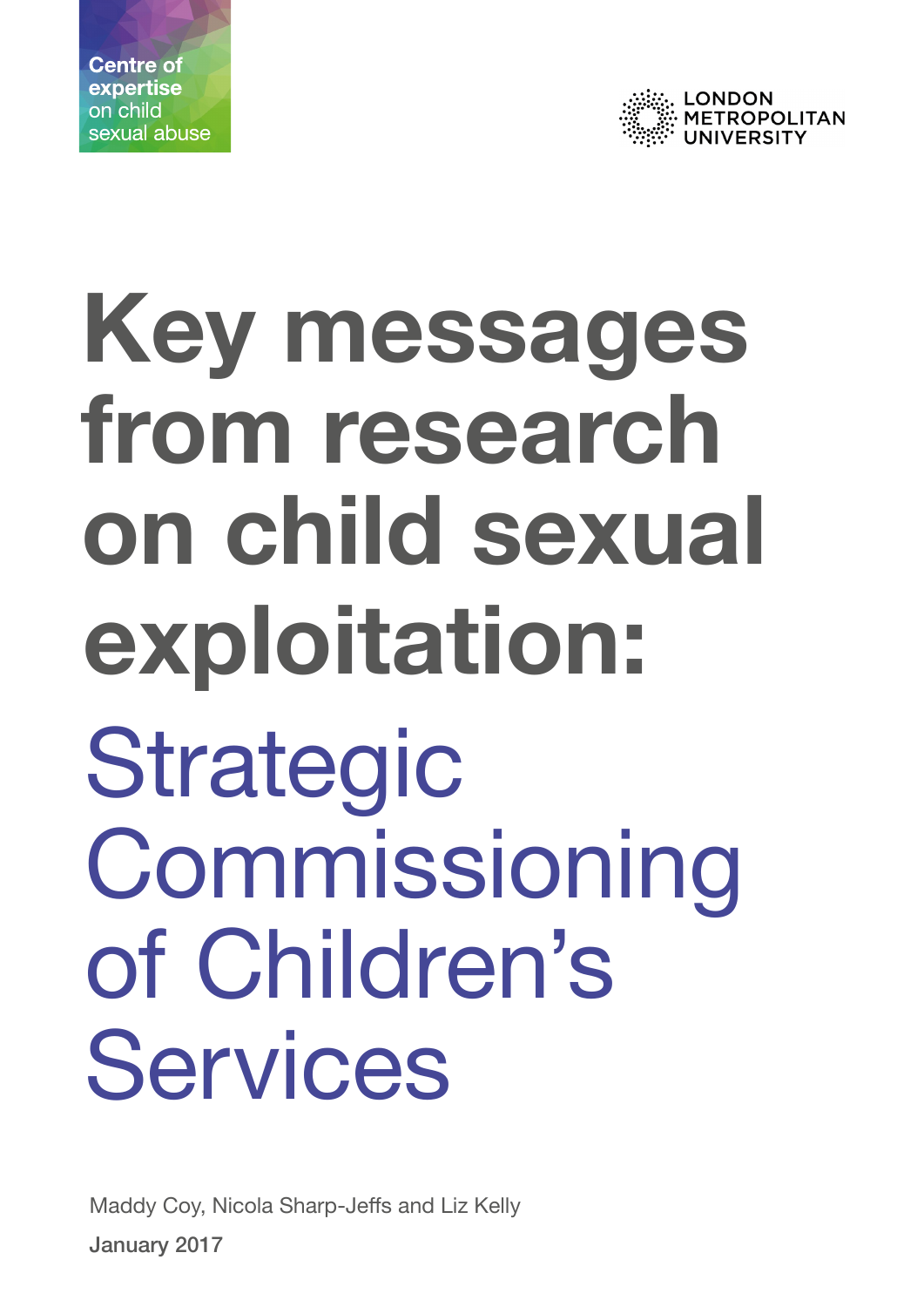Centre of expertise on child sexual abuse

LONDON METROPOLITAN UNIVERSITY

# Key messages from research on child sexual exploitation: Strategic Commissioning of Children's Services

Maddy Coy, Nicola Sharp-Jeffs and Liz Kelly

January 2017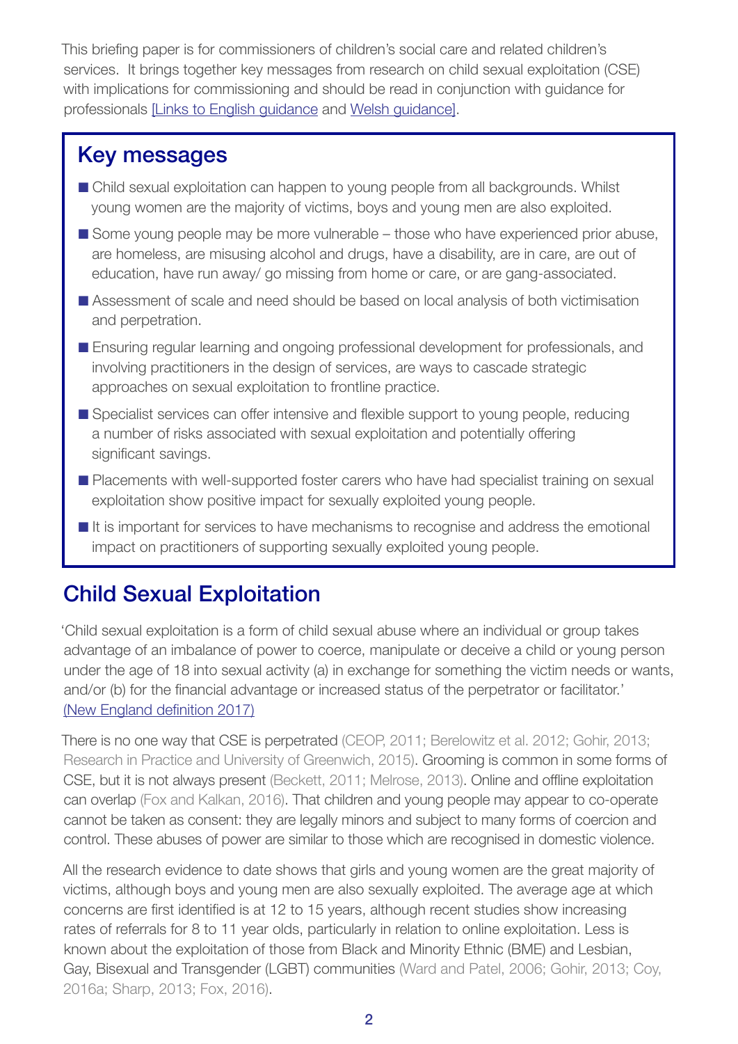This briefing paper is for commissioners of children's social care and related children's services. It brings together key messages from research on child sexual exploitation (CSE) with implications for commissioning and should be read in conjunction with guidance for professionals [Links to English guidance and Welsh guidance].

## Key messages

- Child sexual exploitation can happen to young people from all backgrounds. Whilst young women are the majority of victims, boys and young men are also exploited.
- Some young people may be more vulnerable – those who have experienced prior abuse, are homeless, are misusing alcohol and drugs, have a disability, are in care, are out of education, have run away/ go missing from home or care, or are gang-associated.
- Assessment of scale and need should be based on local analysis of both victimisation and perpetration.
- Ensuring regular learning and ongoing professional development for professionals, and involving practitioners in the design of services, are ways to cascade strategic approaches on sexual exploitation to frontline practice.
- Specialist services can offer intensive and flexible support to young people, reducing a number of risks associated with sexual exploitation and potentially offering significant savings.
- Placements with well-supported foster carers who have had specialist training on sexual exploitation show positive impact for sexually exploited young people.
- It is important for services to have mechanisms to recognise and address the emotional impact on practitioners of supporting sexually exploited young people.

## Child Sexual Exploitation

'Child sexual exploitation is a form of child sexual abuse where an individual or group takes advantage of an imbalance of power to coerce, manipulate or deceive a child or young person under the age of 18 into sexual activity (a) in exchange for something the victim needs or wants, and/or (b) for the financial advantage or increased status of the perpetrator or facilitator.' (New England definition 2017)

There is no one way that CSE is perpetrated (CEOP, 2011; Berelowitz et al. 2012; Gohir, 2013; Research in Practice and University of Greenwich, 2015). Grooming is common in some forms of CSE, but it is not always present (Beckett, 2011; Melrose, 2013). Online and offline exploitation can overlap (Fox and Kalkan, 2016). That children and young people may appear to co-operate cannot be taken as consent: they are legally minors and subject to many forms of coercion and control. These abuses of power are similar to those which are recognised in domestic violence.

All the research evidence to date shows that girls and young women are the great majority of victims, although boys and young men are also sexually exploited. The average age at which concerns are first identified is at 12 to 15 years, although recent studies show increasing rates of referrals for 8 to 11 year olds, particularly in relation to online exploitation. Less is known about the exploitation of those from Black and Minority Ethnic (BME) and Lesbian, Gay, Bisexual and Transgender (LGBT) communities (Ward and Patel, 2006; Gohir, 2013; Coy, 2016a; Sharp, 2013; Fox, 2016).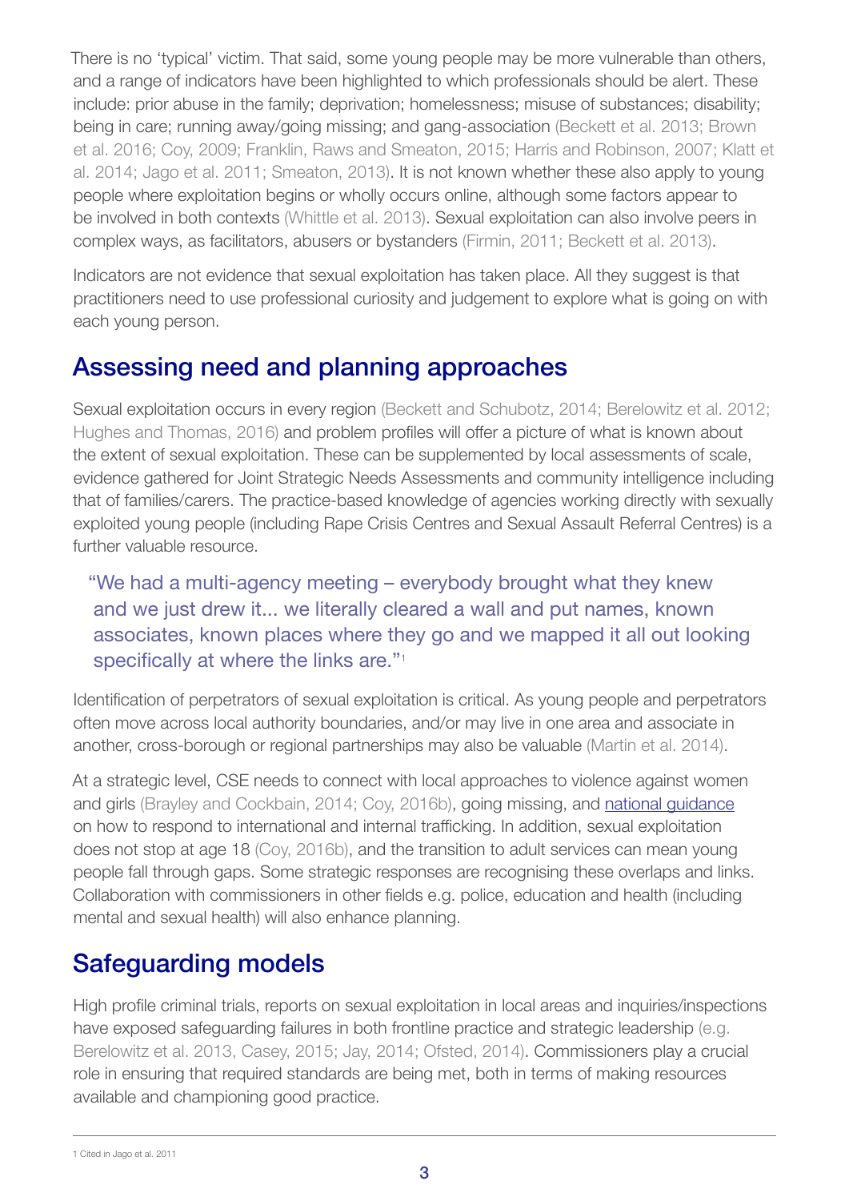There is no 'typical' victim. That said, some young people may be more vulnerable than others, and a range of indicators have been highlighted to which professionals should be alert. These include: prior abuse in the family; deprivation; homelessness; misuse of substances; disability; being in care; running away/going missing; and gang-association (Beckett et al. 2013; Brown et al. 2016; Coy, 2009; Franklin, Raws and Smeaton, 2015; Harris and Robinson, 2007; Klatt et al. 2014; Jago et al. 2011; Smeaton, 2013). It is not known whether these also apply to young people where exploitation begins or wholly occurs online, although some factors appear to be involved in both contexts (Whittle et al. 2013). Sexual exploitation can also involve peers in complex ways, as facilitators, abusers or bystanders (Firmin, 2011; Beckett et al. 2013).

Indicators are not evidence that sexual exploitation has taken place. All they suggest is that practitioners need to use professional curiosity and judgement to explore what is going on with each young person.

## Assessing need and planning approaches

Sexual exploitation occurs in every region (Beckett and Schubotz, 2014; Berelowitz et al. 2012; Hughes and Thomas, 2016) and problem profiles will offer a picture of what is known about the extent of sexual exploitation. These can be supplemented by local assessments of scale, evidence gathered for Joint Strategic Needs Assessments and community intelligence including that of families/carers. The practice-based knowledge of agencies working directly with sexually exploited young people (including Rape Crisis Centres and Sexual Assault Referral Centres) is a further valuable resource.

> "We had a multi-agency meeting – everybody brought what they knew and we just drew it... we literally cleared a wall and put names, known associates, known places where they go and we mapped it all out looking specifically at where the links are."[1]

Identification of perpetrators of sexual exploitation is critical. As young people and perpetrators often move across local authority boundaries, and/or may live in one area and associate in another, cross-borough or regional partnerships may also be valuable (Martin et al. 2014).

At a strategic level, CSE needs to connect with local approaches to violence against women and girls (Brayley and Cockbain, 2014; Coy, 2016b), going missing, and national guidance on how to respond to international and internal trafficking. In addition, sexual exploitation does not stop at age 18 (Coy, 2016b), and the transition to adult services can mean young people fall through gaps. Some strategic responses are recognising these overlaps and links. Collaboration with commissioners in other fields e.g. police, education and health (including mental and sexual health) will also enhance planning.

## Safeguarding models

High profile criminal trials, reports on sexual exploitation in local areas and inquiries/inspections have exposed safeguarding failures in both frontline practice and strategic leadership (e.g. Berelowitz et al. 2013, Casey, 2015; Jay, 2014; Ofsted, 2014). Commissioners play a crucial role in ensuring that required standards are being met, both in terms of making resources available and championing good practice.

---

[1] Cited in Jago et al. 2011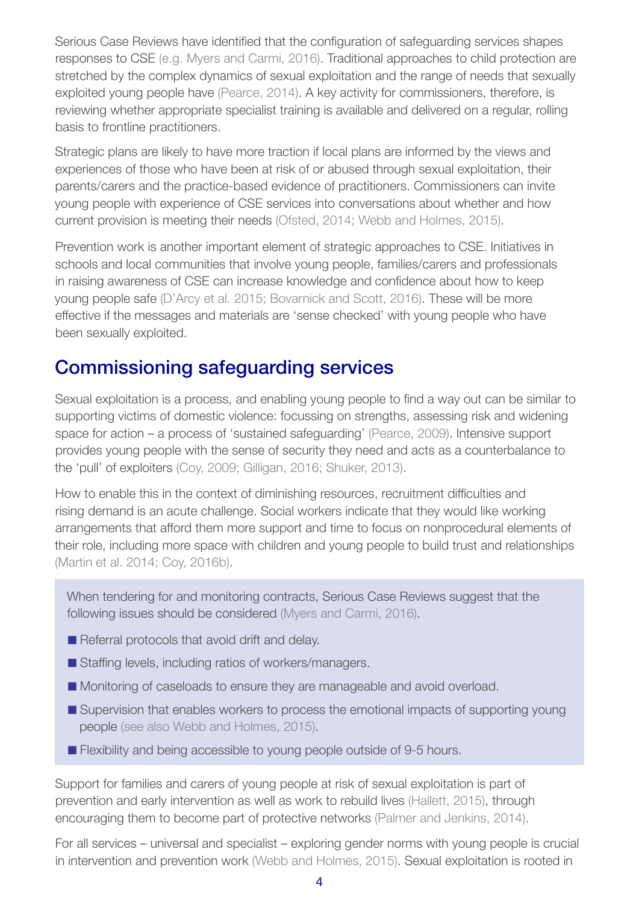Serious Case Reviews have identified that the configuration of safeguarding services shapes responses to CSE (e.g. Myers and Carmi, 2016). Traditional approaches to child protection are stretched by the complex dynamics of sexual exploitation and the range of needs that sexually exploited young people have (Pearce, 2014). A key activity for commissioners, therefore, is reviewing whether appropriate specialist training is available and delivered on a regular, rolling basis to frontline practitioners.

Strategic plans are likely to have more traction if local plans are informed by the views and experiences of those who have been at risk of or abused through sexual exploitation, their parents/carers and the practice-based evidence of practitioners. Commissioners can invite young people with experience of CSE services into conversations about whether and how current provision is meeting their needs (Ofsted, 2014; Webb and Holmes, 2015).

Prevention work is another important element of strategic approaches to CSE. Initiatives in schools and local communities that involve young people, families/carers and professionals in raising awareness of CSE can increase knowledge and confidence about how to keep young people safe (D'Arcy et al. 2015; Bovarnick and Scott, 2016). These will be more effective if the messages and materials are 'sense checked' with young people who have been sexually exploited.

## Commissioning safeguarding services

Sexual exploitation is a process, and enabling young people to find a way out can be similar to supporting victims of domestic violence: focussing on strengths, assessing risk and widening space for action – a process of 'sustained safeguarding' (Pearce, 2009). Intensive support provides young people with the sense of security they need and acts as a counterbalance to the 'pull' of exploiters (Coy, 2009; Gilligan, 2016; Shuker, 2013).

How to enable this in the context of diminishing resources, recruitment difficulties and rising demand is an acute challenge. Social workers indicate that they would like working arrangements that afford them more support and time to focus on nonprocedural elements of their role, including more space with children and young people to build trust and relationships (Martin et al. 2014; Coy, 2016b).

When tendering for and monitoring contracts, Serious Case Reviews suggest that the following issues should be considered (Myers and Carmi, 2016).

- Referral protocols that avoid drift and delay.
- Staffing levels, including ratios of workers/managers.
- Monitoring of caseloads to ensure they are manageable and avoid overload.
- Supervision that enables workers to process the emotional impacts of supporting young people (see also Webb and Holmes, 2015).
- Flexibility and being accessible to young people outside of 9-5 hours.

Support for families and carers of young people at risk of sexual exploitation is part of prevention and early intervention as well as work to rebuild lives (Hallett, 2015), through encouraging them to become part of protective networks (Palmer and Jenkins, 2014).

For all services – universal and specialist – exploring gender norms with young people is crucial in intervention and prevention work (Webb and Holmes, 2015). Sexual exploitation is rooted in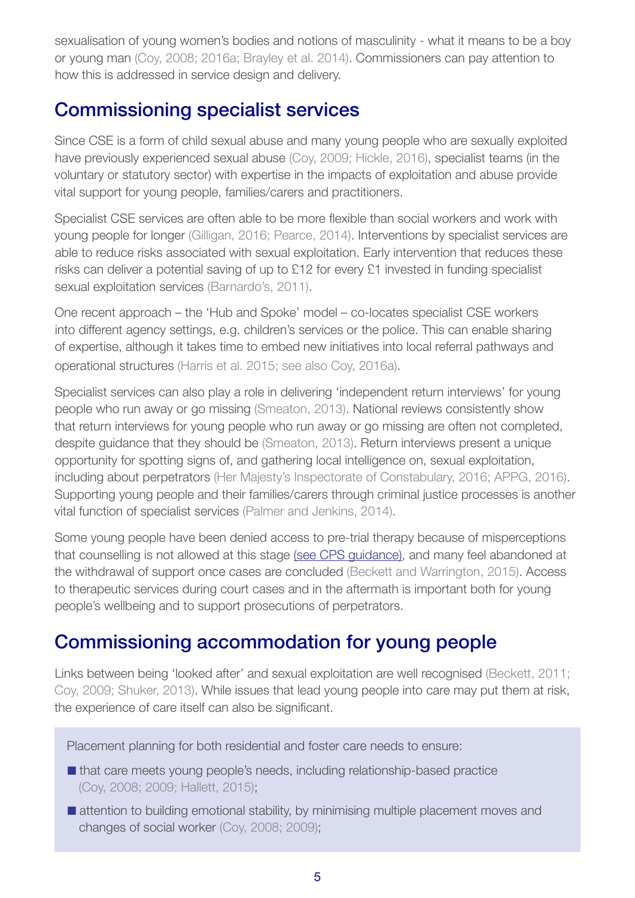sexualisation of young women's bodies and notions of masculinity - what it means to be a boy or young man (Coy, 2008; 2016a; Brayley et al. 2014). Commissioners can pay attention to how this is addressed in service design and delivery.

## Commissioning specialist services

Since CSE is a form of child sexual abuse and many young people who are sexually exploited have previously experienced sexual abuse (Coy, 2009; Hickle, 2016), specialist teams (in the voluntary or statutory sector) with expertise in the impacts of exploitation and abuse provide vital support for young people, families/carers and practitioners.

Specialist CSE services are often able to be more flexible than social workers and work with young people for longer (Gilligan, 2016; Pearce, 2014). Interventions by specialist services are able to reduce risks associated with sexual exploitation. Early intervention that reduces these risks can deliver a potential saving of up to £12 for every £1 invested in funding specialist sexual exploitation services (Barnardo's, 2011).

One recent approach – the 'Hub and Spoke' model – co-locates specialist CSE workers into different agency settings, e.g. children's services or the police. This can enable sharing of expertise, although it takes time to embed new initiatives into local referral pathways and operational structures (Harris et al. 2015; see also Coy, 2016a).

Specialist services can also play a role in delivering 'independent return interviews' for young people who run away or go missing (Smeaton, 2013). National reviews consistently show that return interviews for young people who run away or go missing are often not completed, despite guidance that they should be (Smeaton, 2013). Return interviews present a unique opportunity for spotting signs of, and gathering local intelligence on, sexual exploitation, including about perpetrators (Her Majesty's Inspectorate of Constabulary, 2016; APPG, 2016). Supporting young people and their families/carers through criminal justice processes is another vital function of specialist services (Palmer and Jenkins, 2014).

Some young people have been denied access to pre-trial therapy because of misperceptions that counselling is not allowed at this stage (see CPS guidance), and many feel abandoned at the withdrawal of support once cases are concluded (Beckett and Warrington, 2015). Access to therapeutic services during court cases and in the aftermath is important both for young people's wellbeing and to support prosecutions of perpetrators.

## Commissioning accommodation for young people

Links between being 'looked after' and sexual exploitation are well recognised (Beckett, 2011; Coy, 2009; Shuker, 2013). While issues that lead young people into care may put them at risk, the experience of care itself can also be significant.

Placement planning for both residential and foster care needs to ensure:

- that care meets young people's needs, including relationship-based practice (Coy, 2008; 2009; Hallett, 2015);
- attention to building emotional stability, by minimising multiple placement moves and changes of social worker (Coy, 2008; 2009);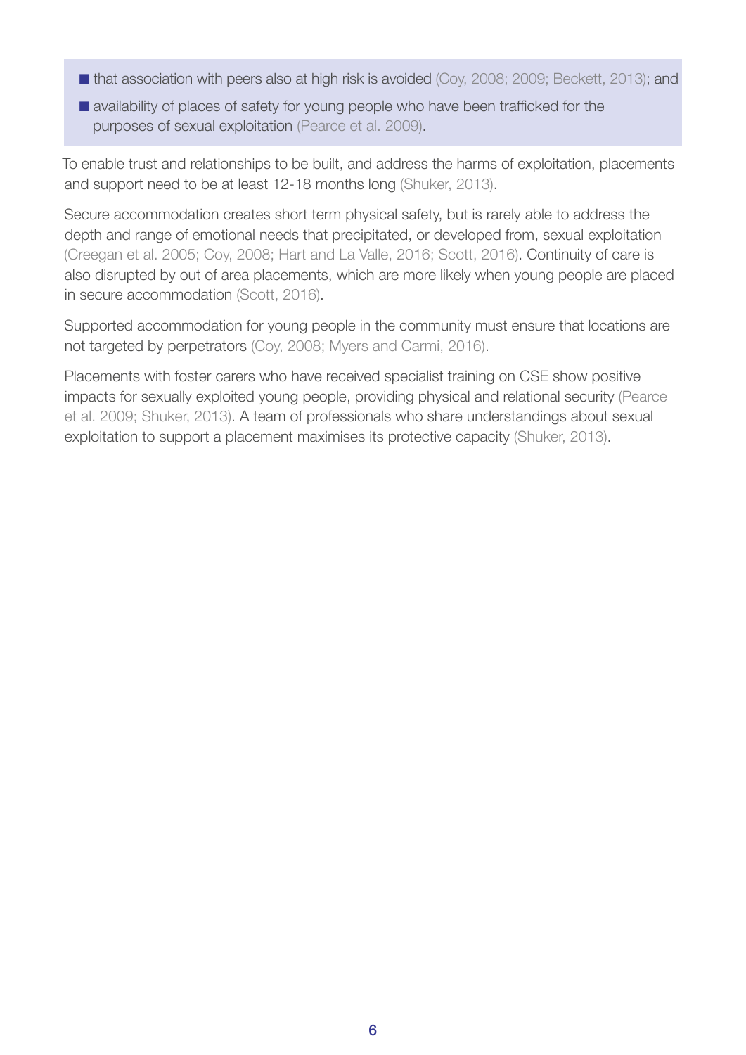- that association with peers also at high risk is avoided (Coy, 2008; 2009; Beckett, 2013); and
- availability of places of safety for young people who have been trafficked for the purposes of sexual exploitation (Pearce et al. 2009).

To enable trust and relationships to be built, and address the harms of exploitation, placements and support need to be at least 12-18 months long (Shuker, 2013).

Secure accommodation creates short term physical safety, but is rarely able to address the depth and range of emotional needs that precipitated, or developed from, sexual exploitation (Creegan et al. 2005; Coy, 2008; Hart and La Valle, 2016; Scott, 2016). Continuity of care is also disrupted by out of area placements, which are more likely when young people are placed in secure accommodation (Scott, 2016).

Supported accommodation for young people in the community must ensure that locations are not targeted by perpetrators (Coy, 2008; Myers and Carmi, 2016).

Placements with foster carers who have received specialist training on CSE show positive impacts for sexually exploited young people, providing physical and relational security (Pearce et al. 2009; Shuker, 2013). A team of professionals who share understandings about sexual exploitation to support a placement maximises its protective capacity (Shuker, 2013).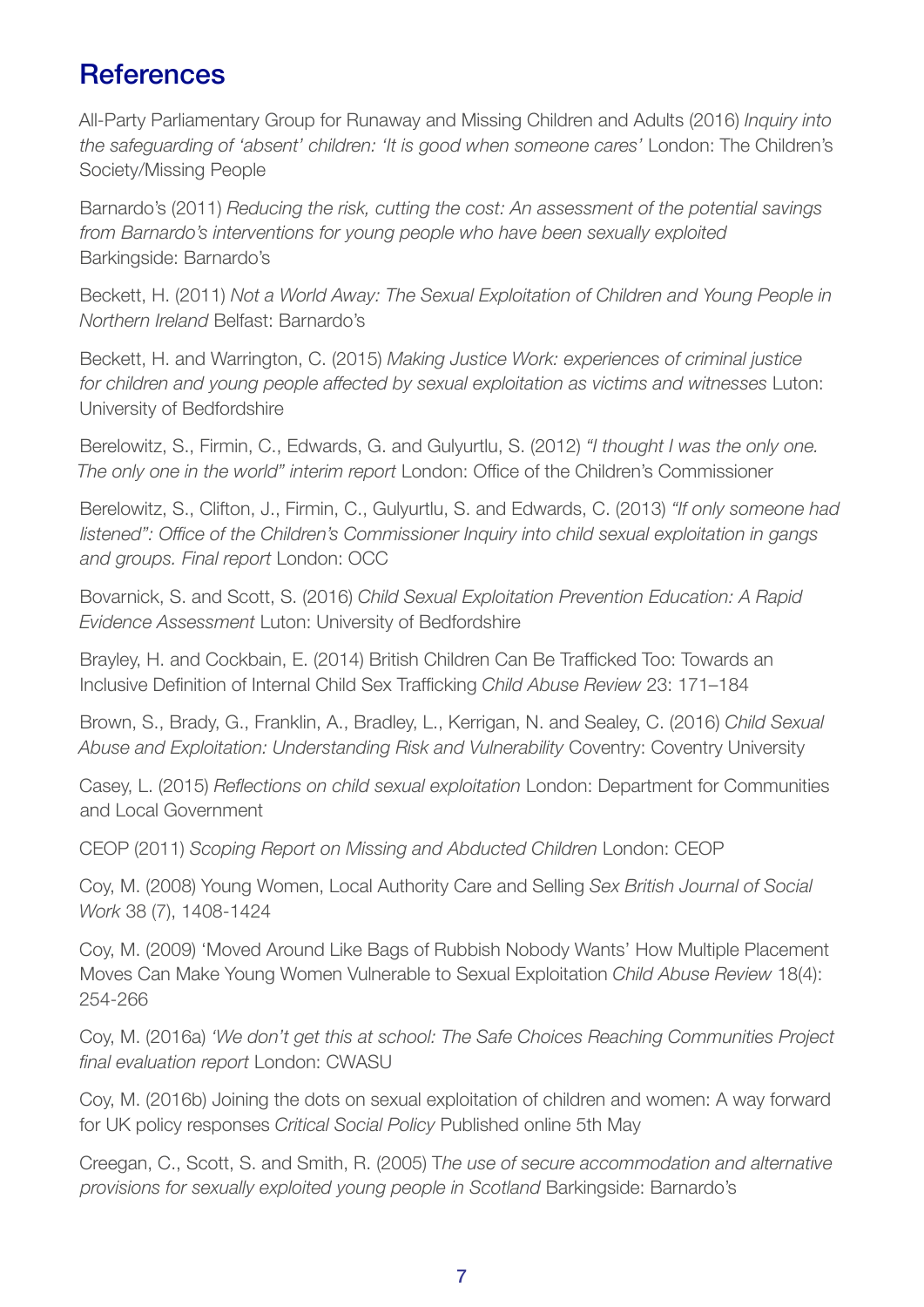## References

All-Party Parliamentary Group for Runaway and Missing Children and Adults (2016) *Inquiry into the safeguarding of 'absent' children: 'It is good when someone cares'* London: The Children's Society/Missing People

Barnardo's (2011) *Reducing the risk, cutting the cost: An assessment of the potential savings from Barnardo's interventions for young people who have been sexually exploited* Barkingside: Barnardo's

Beckett, H. (2011) *Not a World Away: The Sexual Exploitation of Children and Young People in Northern Ireland* Belfast: Barnardo's

Beckett, H. and Warrington, C. (2015) *Making Justice Work: experiences of criminal justice for children and young people affected by sexual exploitation as victims and witnesses* Luton: University of Bedfordshire

Berelowitz, S., Firmin, C., Edwards, G. and Gulyurtlu, S. (2012) *"I thought I was the only one. The only one in the world" interim report* London: Office of the Children's Commissioner

Berelowitz, S., Clifton, J., Firmin, C., Gulyurtlu, S. and Edwards, C. (2013) *"If only someone had listened": Office of the Children's Commissioner Inquiry into child sexual exploitation in gangs and groups. Final report* London: OCC

Bovarnick, S. and Scott, S. (2016) *Child Sexual Exploitation Prevention Education: A Rapid Evidence Assessment* Luton: University of Bedfordshire

Brayley, H. and Cockbain, E. (2014) British Children Can Be Trafficked Too: Towards an Inclusive Definition of Internal Child Sex Trafficking *Child Abuse Review* 23: 171–184

Brown, S., Brady, G., Franklin, A., Bradley, L., Kerrigan, N. and Sealey, C. (2016) *Child Sexual Abuse and Exploitation: Understanding Risk and Vulnerability* Coventry: Coventry University

Casey, L. (2015) *Reflections on child sexual exploitation* London: Department for Communities and Local Government

CEOP (2011) *Scoping Report on Missing and Abducted Children* London: CEOP

Coy, M. (2008) Young Women, Local Authority Care and Selling Sex *British Journal of Social Work* 38 (7), 1408-1424

Coy, M. (2009) 'Moved Around Like Bags of Rubbish Nobody Wants' How Multiple Placement Moves Can Make Young Women Vulnerable to Sexual Exploitation *Child Abuse Review* 18(4): 254-266

Coy, M. (2016a) *'We don't get this at school: The Safe Choices Reaching Communities Project final evaluation report* London: CWASU

Coy, M. (2016b) Joining the dots on sexual exploitation of children and women: A way forward for UK policy responses *Critical Social Policy* Published online 5th May

Creegan, C., Scott, S. and Smith, R. (2005) T*he use of secure accommodation and alternative provisions for sexually exploited young people in Scotland* Barkingside: Barnardo's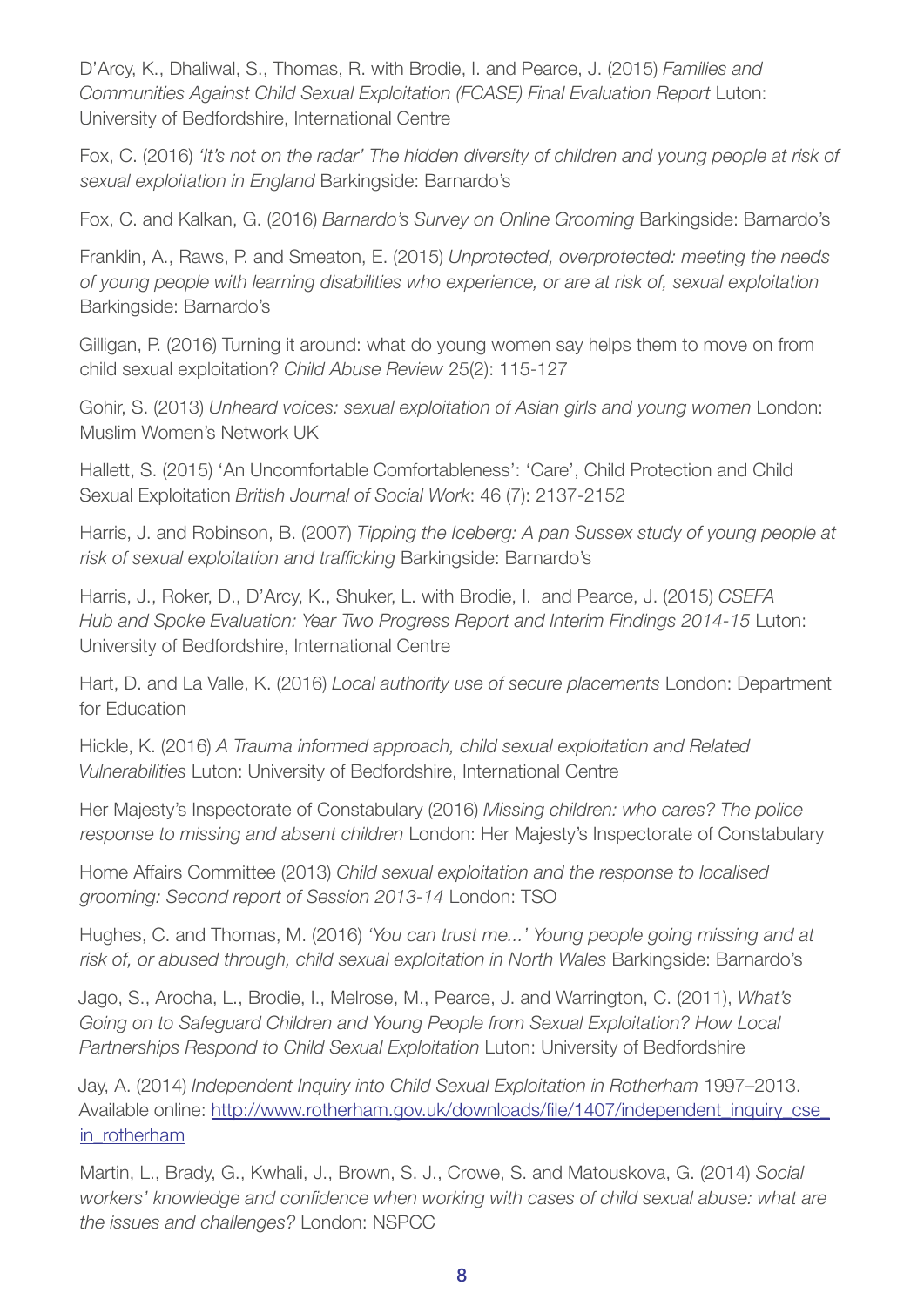D'Arcy, K., Dhaliwal, S., Thomas, R. with Brodie, I. and Pearce, J. (2015) *Families and Communities Against Child Sexual Exploitation (FCASE) Final Evaluation Report* Luton: University of Bedfordshire, International Centre

Fox, C. (2016) *'It's not on the radar' The hidden diversity of children and young people at risk of sexual exploitation in England* Barkingside: Barnardo's

Fox, C. and Kalkan, G. (2016) *Barnardo's Survey on Online Grooming* Barkingside: Barnardo's

Franklin, A., Raws, P. and Smeaton, E. (2015) *Unprotected, overprotected: meeting the needs of young people with learning disabilities who experience, or are at risk of, sexual exploitation* Barkingside: Barnardo's

Gilligan, P. (2016) Turning it around: what do young women say helps them to move on from child sexual exploitation? *Child Abuse Review* 25(2): 115-127

Gohir, S. (2013) *Unheard voices: sexual exploitation of Asian girls and young women* London: Muslim Women's Network UK

Hallett, S. (2015) 'An Uncomfortable Comfortableness': 'Care', Child Protection and Child Sexual Exploitation *British Journal of Social Work*: 46 (7): 2137-2152

Harris, J. and Robinson, B. (2007) *Tipping the Iceberg: A pan Sussex study of young people at risk of sexual exploitation and trafficking* Barkingside: Barnardo's

Harris, J., Roker, D., D'Arcy, K., Shuker, L. with Brodie, I. and Pearce, J. (2015) *CSEFA Hub and Spoke Evaluation: Year Two Progress Report and Interim Findings 2014-15* Luton: University of Bedfordshire, International Centre

Hart, D. and La Valle, K. (2016) *Local authority use of secure placements* London: Department for Education

Hickle, K. (2016) *A Trauma informed approach, child sexual exploitation and Related Vulnerabilities* Luton: University of Bedfordshire, International Centre

Her Majesty's Inspectorate of Constabulary (2016) *Missing children: who cares? The police response to missing and absent children* London: Her Majesty's Inspectorate of Constabulary

Home Affairs Committee (2013) *Child sexual exploitation and the response to localised grooming: Second report of Session 2013-14* London: TSO

Hughes, C. and Thomas, M. (2016) *'You can trust me...' Young people going missing and at risk of, or abused through, child sexual exploitation in North Wales* Barkingside: Barnardo's

Jago, S., Arocha, L., Brodie, I., Melrose, M., Pearce, J. and Warrington, C. (2011), *What's Going on to Safeguard Children and Young People from Sexual Exploitation? How Local Partnerships Respond to Child Sexual Exploitation* Luton: University of Bedfordshire

Jay, A. (2014) *Independent Inquiry into Child Sexual Exploitation in Rotherham* 1997–2013. Available online: [http://www.rotherham.gov.uk/downloads/file/1407/independent_inquiry_cse_in_rotherham](http://www.rotherham.gov.uk/downloads/file/1407/independent_inquiry_cse_in_rotherham)

Martin, L., Brady, G., Kwhali, J., Brown, S. J., Crowe, S. and Matouskova, G. (2014) *Social workers' knowledge and confidence when working with cases of child sexual abuse: what are the issues and challenges?* London: NSPCC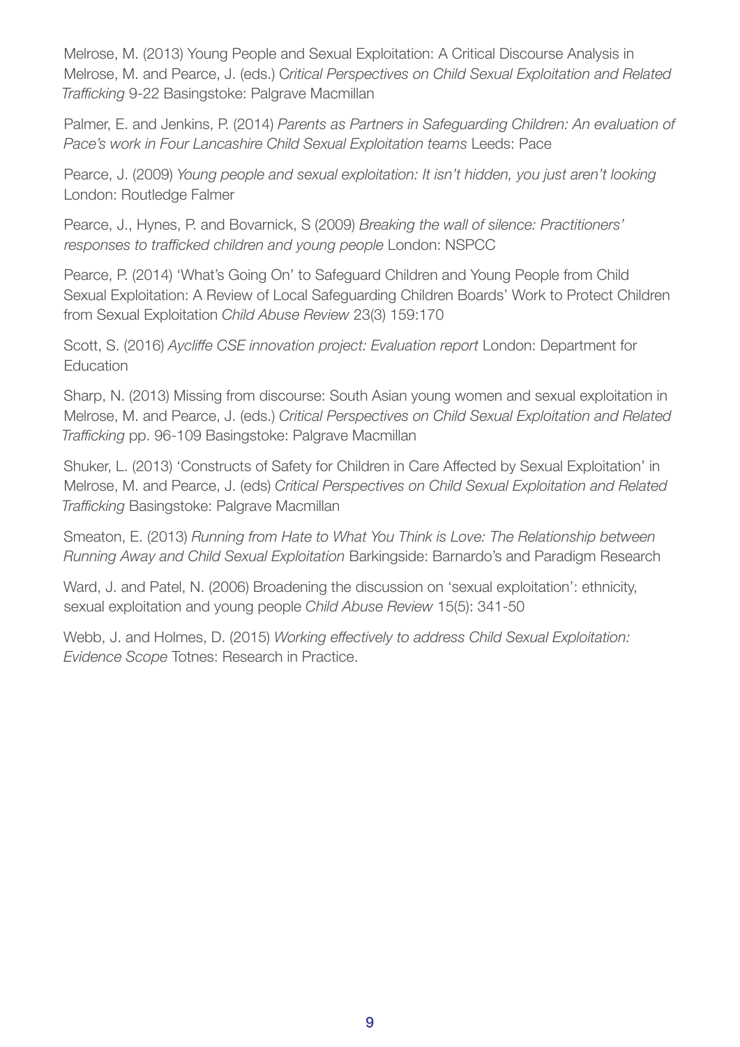Melrose, M. (2013) Young People and Sexual Exploitation: A Critical Discourse Analysis in Melrose, M. and Pearce, J. (eds.) *Critical Perspectives on Child Sexual Exploitation and Related Trafficking* 9-22 Basingstoke: Palgrave Macmillan

Palmer, E. and Jenkins, P. (2014) *Parents as Partners in Safeguarding Children: An evaluation of Pace's work in Four Lancashire Child Sexual Exploitation teams* Leeds: Pace

Pearce, J. (2009) *Young people and sexual exploitation: It isn't hidden, you just aren't looking* London: Routledge Falmer

Pearce, J., Hynes, P. and Bovarnick, S (2009) *Breaking the wall of silence: Practitioners' responses to trafficked children and young people* London: NSPCC

Pearce, P. (2014) 'What's Going On' to Safeguard Children and Young People from Child Sexual Exploitation: A Review of Local Safeguarding Children Boards' Work to Protect Children from Sexual Exploitation *Child Abuse Review* 23(3) 159:170

Scott, S. (2016) *Aycliffe CSE innovation project: Evaluation report* London: Department for Education

Sharp, N. (2013) Missing from discourse: South Asian young women and sexual exploitation in Melrose, M. and Pearce, J. (eds.) *Critical Perspectives on Child Sexual Exploitation and Related Trafficking* pp. 96-109 Basingstoke: Palgrave Macmillan

Shuker, L. (2013) 'Constructs of Safety for Children in Care Affected by Sexual Exploitation' in Melrose, M. and Pearce, J. (eds) *Critical Perspectives on Child Sexual Exploitation and Related Trafficking* Basingstoke: Palgrave Macmillan

Smeaton, E. (2013) *Running from Hate to What You Think is Love: The Relationship between Running Away and Child Sexual Exploitation* Barkingside: Barnardo's and Paradigm Research

Ward, J. and Patel, N. (2006) Broadening the discussion on 'sexual exploitation': ethnicity, sexual exploitation and young people *Child Abuse Review* 15(5): 341-50

Webb, J. and Holmes, D. (2015) *Working effectively to address Child Sexual Exploitation: Evidence Scope* Totnes: Research in Practice.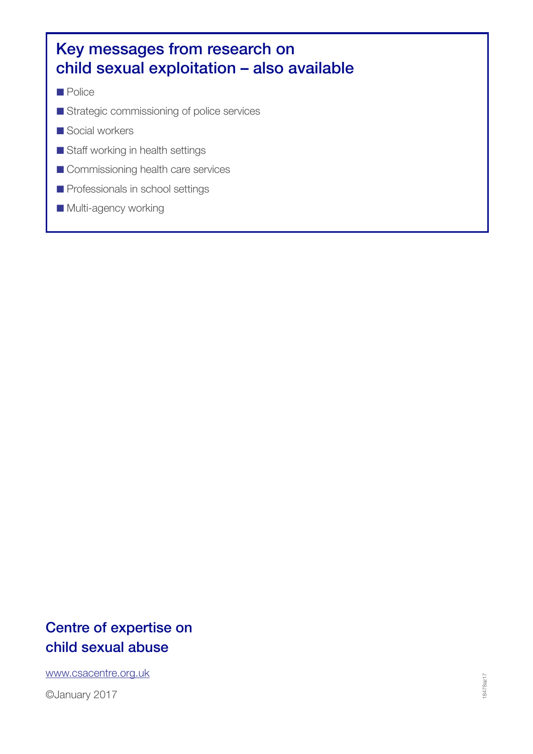## Key messages from research on child sexual exploitation – also available

- Police
- Strategic commissioning of police services
- Social workers
- Staff working in health settings
- Commissioning health care services
- Professionals in school settings
- Multi-agency working

## Centre of expertise on child sexual abuse

www.csacentre.org.uk

©January 2017

18478az17